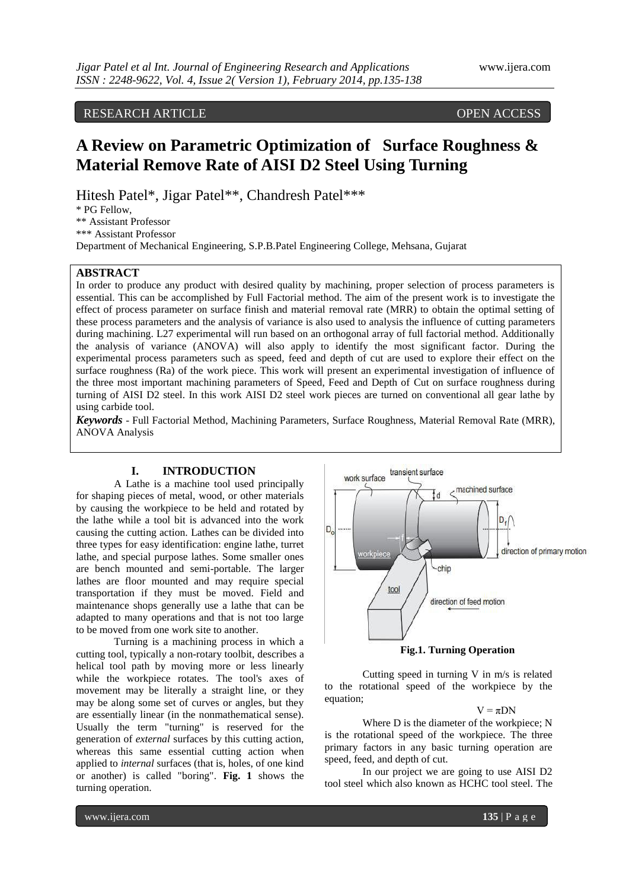RESEARCH ARTICLE OPEN ACCESS

# A Review on Parametric Optimization of Surface Roughness & Material Remove Rate of AISI D2 Steel Using Turning

Hitesh Patel*, Jigar Patel**, Chandresh Patel***

\* PG Fellow,
** Assistant Professor
*** Assistant Professor
Department of Mechanical Engineering, S.P.B.Patel Engineering College, Mehsana, Gujarat

## ABSTRACT

In order to produce any product with desired quality by machining, proper selection of process parameters is essential. This can be accomplished by Full Factorial method. The aim of the present work is to investigate the effect of process parameter on surface finish and material removal rate (MRR) to obtain the optimal setting of these process parameters and the analysis of variance is also used to analysis the influence of cutting parameters during machining. L27 experimental will run based on an orthogonal array of full factorial method. Additionally the analysis of variance (ANOVA) will also apply to identify the most significant factor. During the experimental process parameters such as speed, feed and depth of cut are used to explore their effect on the surface roughness (Ra) of the work piece. This work will present an experimental investigation of influence of the three most important machining parameters of Speed, Feed and Depth of Cut on surface roughness during turning of AISI D2 steel. In this work AISI D2 steel work pieces are turned on conventional all gear lathe by using carbide tool.

***Keywords*** - Full Factorial Method, Machining Parameters, Surface Roughness, Material Removal Rate (MRR), ANOVA Analysis

## I. INTRODUCTION

A Lathe is a machine tool used principally for shaping pieces of metal, wood, or other materials by causing the workpiece to be held and rotated by the lathe while a tool bit is advanced into the work causing the cutting action. Lathes can be divided into three types for easy identification: engine lathe, turret lathe, and special purpose lathes. Some smaller ones are bench mounted and semi-portable. The larger lathes are floor mounted and may require special transportation if they must be moved. Field and maintenance shops generally use a lathe that can be adapted to many operations and that is not too large to be moved from one work site to another.

Turning is a machining process in which a cutting tool, typically a non-rotary toolbit, describes a helical tool path by moving more or less linearly while the workpiece rotates. The tool's axes of movement may be literally a straight line, or they may be along some set of curves or angles, but they are essentially linear (in the nonmathematical sense). Usually the term "turning" is reserved for the generation of *external* surfaces by this cutting action, whereas this same essential cutting action when applied to *internal* surfaces (that is, holes, of one kind or another) is called "boring". **Fig. 1** shows the turning operation.

**Fig.1. Turning Operation**

Cutting speed in turning V in m/s is related to the rotational speed of the workpiece by the equation;

$$V = \pi DN$$

Where D is the diameter of the workpiece; N is the rotational speed of the workpiece. The three primary factors in any basic turning operation are speed, feed, and depth of cut.

In our project we are going to use AISI D2 tool steel which also known as HCHC tool steel. The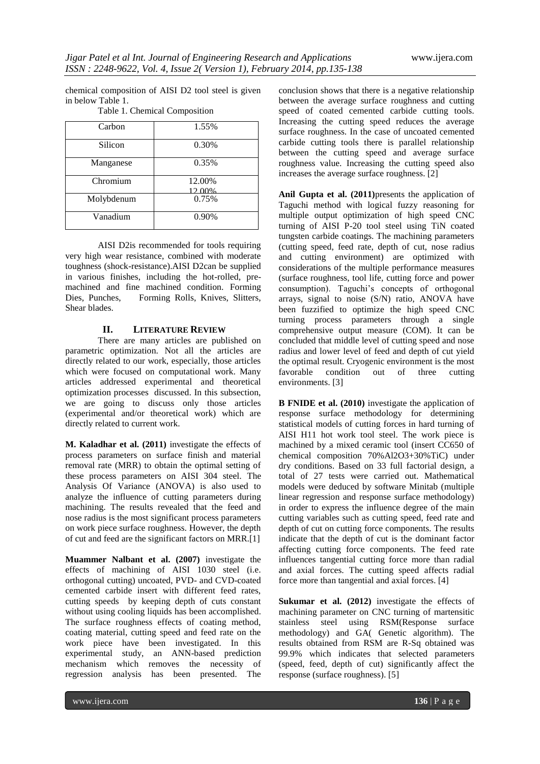chemical composition of AISI D2 tool steel is given in below Table 1.

Table 1. Chemical Composition

| Carbon | 1.55% |
|---|---|
| Silicon | 0.30% |
| Manganese | 0.35% |
| Chromium | 12.00% |
| Molybdenum | 0.75% |
| Vanadium | 0.90% |

AISI D2is recommended for tools requiring very high wear resistance, combined with moderate toughness (shock-resistance).AISI D2can be supplied in various finishes, including the hot-rolled, pre-machined and fine machined condition. Forming Dies, Punches, Forming Rolls, Knives, Slitters, Shear blades.

## II. LITERATURE REVIEW

There are many articles are published on parametric optimization. Not all the articles are directly related to our work, especially, those articles which were focused on computational work. Many articles addressed experimental and theoretical optimization processes discussed. In this subsection, we are going to discuss only those articles (experimental and/or theoretical work) which are directly related to current work.

**M. Kaladhar et al. (2011)** investigate the effects of process parameters on surface finish and material removal rate (MRR) to obtain the optimal setting of these process parameters on AISI 304 steel. The Analysis Of Variance (ANOVA) is also used to analyze the influence of cutting parameters during machining. The results revealed that the feed and nose radius is the most significant process parameters on work piece surface roughness. However, the depth of cut and feed are the significant factors on MRR.[1]

**Muammer Nalbant et al. (2007)** investigate the effects of machining of AISI 1030 steel (i.e. orthogonal cutting) uncoated, PVD- and CVD-coated cemented carbide insert with different feed rates, cutting speeds by keeping depth of cuts constant without using cooling liquids has been accomplished. The surface roughness effects of coating method, coating material, cutting speed and feed rate on the work piece have been investigated. In this experimental study, an ANN-based prediction mechanism which removes the necessity of regression analysis has been presented. The conclusion shows that there is a negative relationship between the average surface roughness and cutting speed of coated cemented carbide cutting tools. Increasing the cutting speed reduces the average surface roughness. In the case of uncoated cemented carbide cutting tools there is parallel relationship between the cutting speed and average surface roughness value. Increasing the cutting speed also increases the average surface roughness. [2]

**Anil Gupta et al. (2011)**presents the application of Taguchi method with logical fuzzy reasoning for multiple output optimization of high speed CNC turning of AISI P-20 tool steel using TiN coated tungsten carbide coatings. The machining parameters (cutting speed, feed rate, depth of cut, nose radius and cutting environment) are optimized with considerations of the multiple performance measures (surface roughness, tool life, cutting force and power consumption). Taguchi's concepts of orthogonal arrays, signal to noise (S/N) ratio, ANOVA have been fuzzified to optimize the high speed CNC turning process parameters through a single comprehensive output measure (COM). It can be concluded that middle level of cutting speed and nose radius and lower level of feed and depth of cut yield the optimal result. Cryogenic environment is the most favorable condition out of three cutting environments. [3]

**B FNIDE et al. (2010)** investigate the application of response surface methodology for determining statistical models of cutting forces in hard turning of AISI H11 hot work tool steel. The work piece is machined by a mixed ceramic tool (insert CC650 of chemical composition 70%$Al_2O_3$+30%TiC) under dry conditions. Based on 33 full factorial design, a total of 27 tests were carried out. Mathematical models were deduced by software Minitab (multiple linear regression and response surface methodology) in order to express the influence degree of the main cutting variables such as cutting speed, feed rate and depth of cut on cutting force components. The results indicate that the depth of cut is the dominant factor affecting cutting force components. The feed rate influences tangential cutting force more than radial and axial forces. The cutting speed affects radial force more than tangential and axial forces. [4]

**Sukumar et al. (2012)** investigate the effects of machining parameter on CNC turning of martensitic stainless steel using RSM(Response surface methodology) and GA( Genetic algorithm). The results obtained from RSM are R-Sq obtained was 99.9% which indicates that selected parameters (speed, feed, depth of cut) significantly affect the response (surface roughness). [5]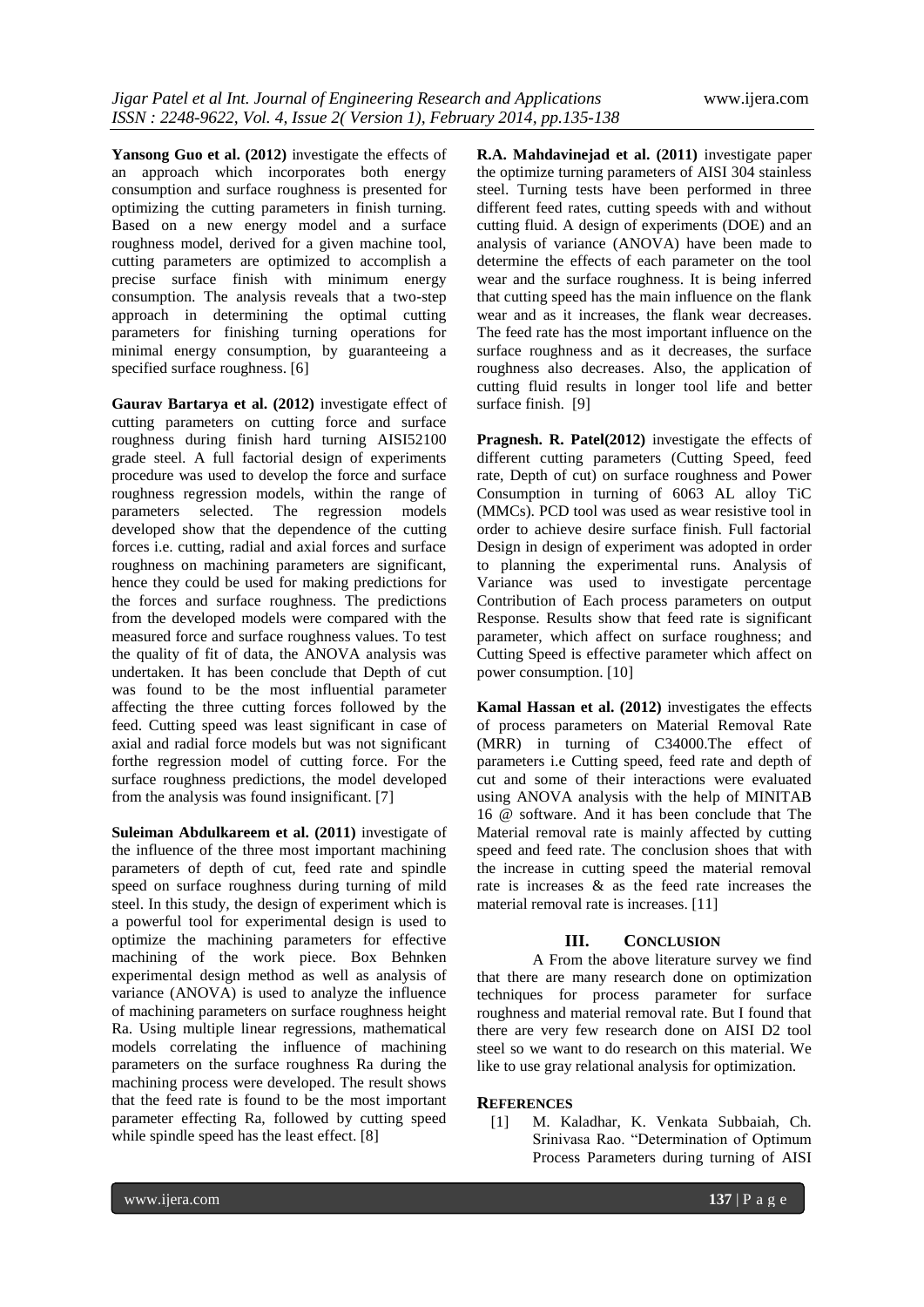**Yansong Guo et al. (2012)** investigate the effects of an approach which incorporates both energy consumption and surface roughness is presented for optimizing the cutting parameters in finish turning. Based on a new energy model and a surface roughness model, derived for a given machine tool, cutting parameters are optimized to accomplish a precise surface finish with minimum energy consumption. The analysis reveals that a two-step approach in determining the optimal cutting parameters for finishing turning operations for minimal energy consumption, by guaranteeing a specified surface roughness. [6]

**Gaurav Bartarya et al. (2012)** investigate effect of cutting parameters on cutting force and surface roughness during finish hard turning AISI52100 grade steel. A full factorial design of experiments procedure was used to develop the force and surface roughness regression models, within the range of parameters selected. The regression models developed show that the dependence of the cutting forces i.e. cutting, radial and axial forces and surface roughness on machining parameters are significant, hence they could be used for making predictions for the forces and surface roughness. The predictions from the developed models were compared with the measured force and surface roughness values. To test the quality of fit of data, the ANOVA analysis was undertaken. It has been conclude that Depth of cut was found to be the most influential parameter affecting the three cutting forces followed by the feed. Cutting speed was least significant in case of axial and radial force models but was not significant forthe regression model of cutting force. For the surface roughness predictions, the model developed from the analysis was found insignificant. [7]

**Suleiman Abdulkareem et al. (2011)** investigate of the influence of the three most important machining parameters of depth of cut, feed rate and spindle speed on surface roughness during turning of mild steel. In this study, the design of experiment which is a powerful tool for experimental design is used to optimize the machining parameters for effective machining of the work piece. Box Behnken experimental design method as well as analysis of variance (ANOVA) is used to analyze the influence of machining parameters on surface roughness height Ra. Using multiple linear regressions, mathematical models correlating the influence of machining parameters on the surface roughness Ra during the machining process were developed. The result shows that the feed rate is found to be the most important parameter effecting Ra, followed by cutting speed while spindle speed has the least effect. [8]

**R.A. Mahdavinejad et al. (2011)** investigate paper the optimize turning parameters of AISI 304 stainless steel. Turning tests have been performed in three different feed rates, cutting speeds with and without cutting fluid. A design of experiments (DOE) and an analysis of variance (ANOVA) have been made to determine the effects of each parameter on the tool wear and the surface roughness. It is being inferred that cutting speed has the main influence on the flank wear and as it increases, the flank wear decreases. The feed rate has the most important influence on the surface roughness and as it decreases, the surface roughness also decreases. Also, the application of cutting fluid results in longer tool life and better surface finish. [9]

**Pragnesh. R. Patel(2012)** investigate the effects of different cutting parameters (Cutting Speed, feed rate, Depth of cut) on surface roughness and Power Consumption in turning of 6063 AL alloy TiC (MMCs). PCD tool was used as wear resistive tool in order to achieve desire surface finish. Full factorial Design in design of experiment was adopted in order to planning the experimental runs. Analysis of Variance was used to investigate percentage Contribution of Each process parameters on output Response. Results show that feed rate is significant parameter, which affect on surface roughness; and Cutting Speed is effective parameter which affect on power consumption. [10]

**Kamal Hassan et al. (2012)** investigates the effects of process parameters on Material Removal Rate (MRR) in turning of C34000.The effect of parameters i.e Cutting speed, feed rate and depth of cut and some of their interactions were evaluated using ANOVA analysis with the help of MINITAB 16 @ software. And it has been conclude that The Material removal rate is mainly affected by cutting speed and feed rate. The conclusion shoes that with the increase in cutting speed the material removal rate is increases & as the feed rate increases the material removal rate is increases. [11]

## III. CONCLUSION

A From the above literature survey we find that there are many research done on optimization techniques for process parameter for surface roughness and material removal rate. But I found that there are very few research done on AISI D2 tool steel so we want to do research on this material. We like to use gray relational analysis for optimization.

## REFERENCES

[1] M. Kaladhar, K. Venkata Subbaiah, Ch. Srinivasa Rao. "Determination of Optimum Process Parameters during turning of AISI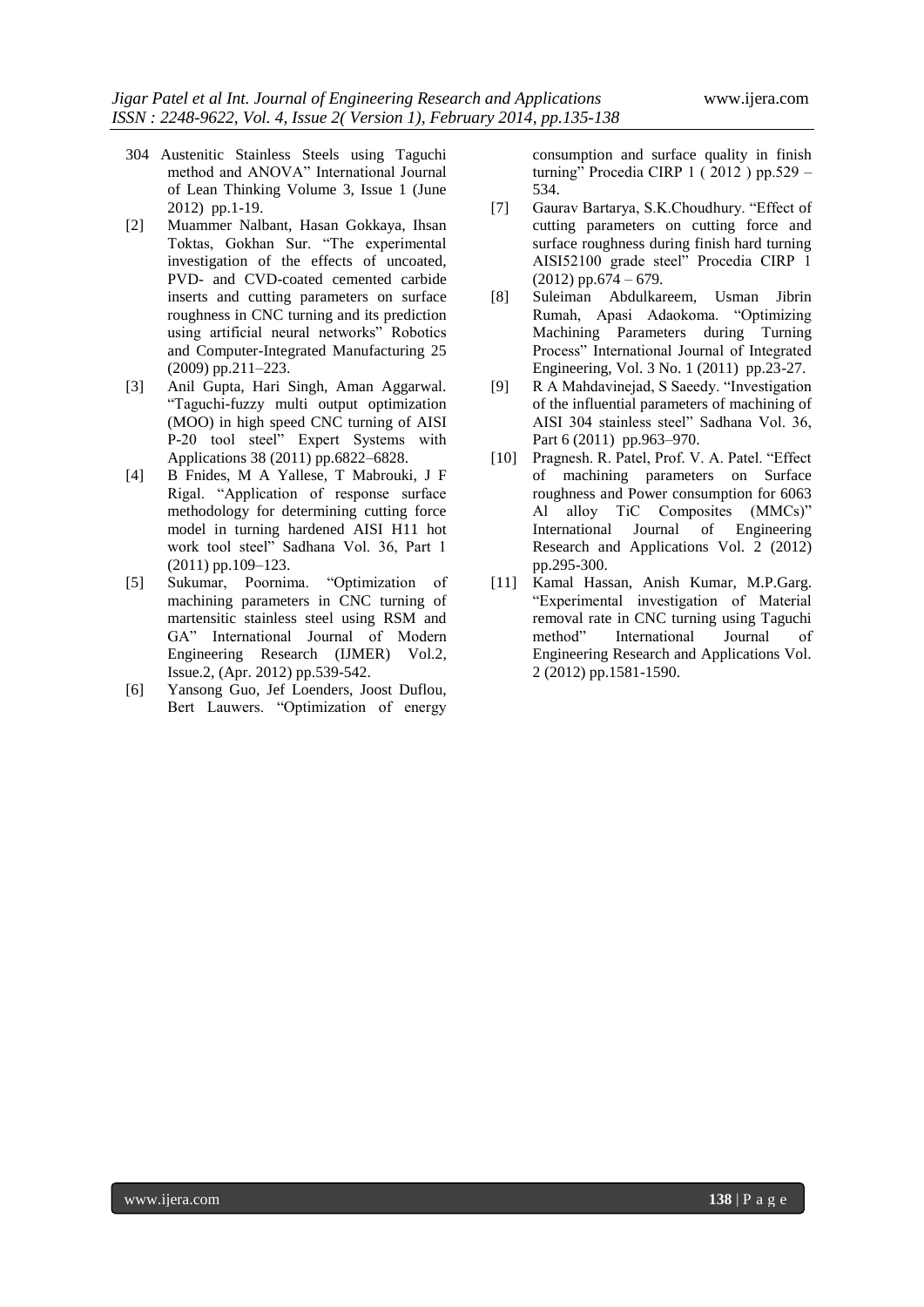304 Austenitic Stainless Steels using Taguchi method and ANOVA" International Journal of Lean Thinking Volume 3, Issue 1 (June 2012) pp.1-19.

[2] Muammer Nalbant, Hasan Gokkaya, Ihsan Toktas, Gokhan Sur. "The experimental investigation of the effects of uncoated, PVD- and CVD-coated cemented carbide inserts and cutting parameters on surface roughness in CNC turning and its prediction using artificial neural networks" Robotics and Computer-Integrated Manufacturing 25 (2009) pp.211–223.

[3] Anil Gupta, Hari Singh, Aman Aggarwal. "Taguchi-fuzzy multi output optimization (MOO) in high speed CNC turning of AISI P-20 tool steel" Expert Systems with Applications 38 (2011) pp.6822–6828.

[4] B Fnides, M A Yallese, T Mabrouki, J F Rigal. "Application of response surface methodology for determining cutting force model in turning hardened AISI H11 hot work tool steel" Sadhana Vol. 36, Part 1 (2011) pp.109–123.

[5] Sukumar, Poornima. "Optimization of machining parameters in CNC turning of martensitic stainless steel using RSM and GA" International Journal of Modern Engineering Research (IJMER) Vol.2, Issue.2, (Apr. 2012) pp.539-542.

[6] Yansong Guo, Jef Loenders, Joost Duflou, Bert Lauwers. "Optimization of energy consumption and surface quality in finish turning" Procedia CIRP 1 ( 2012 ) pp.529 – 534.

[7] Gaurav Bartarya, S.K.Choudhury. "Effect of cutting parameters on cutting force and surface roughness during finish hard turning AISI52100 grade steel" Procedia CIRP 1 (2012) pp.674 – 679.

[8] Suleiman Abdulkareem, Usman Jibrin Rumah, Apasi Adaokoma. "Optimizing Machining Parameters during Turning Process" International Journal of Integrated Engineering, Vol. 3 No. 1 (2011) pp.23-27.

[9] R A Mahdavinejad, S Saeedy. "Investigation of the influential parameters of machining of AISI 304 stainless steel" Sadhana Vol. 36, Part 6 (2011) pp.963–970.

[10] Pragnesh. R. Patel, Prof. V. A. Patel. "Effect of machining parameters on Surface roughness and Power consumption for 6063 Al alloy TiC Composites (MMCs)" International Journal of Engineering Research and Applications Vol. 2 (2012) pp.295-300.

[11] Kamal Hassan, Anish Kumar, M.P.Garg. "Experimental investigation of Material removal rate in CNC turning using Taguchi method" International Journal of Engineering Research and Applications Vol. 2 (2012) pp.1581-1590.